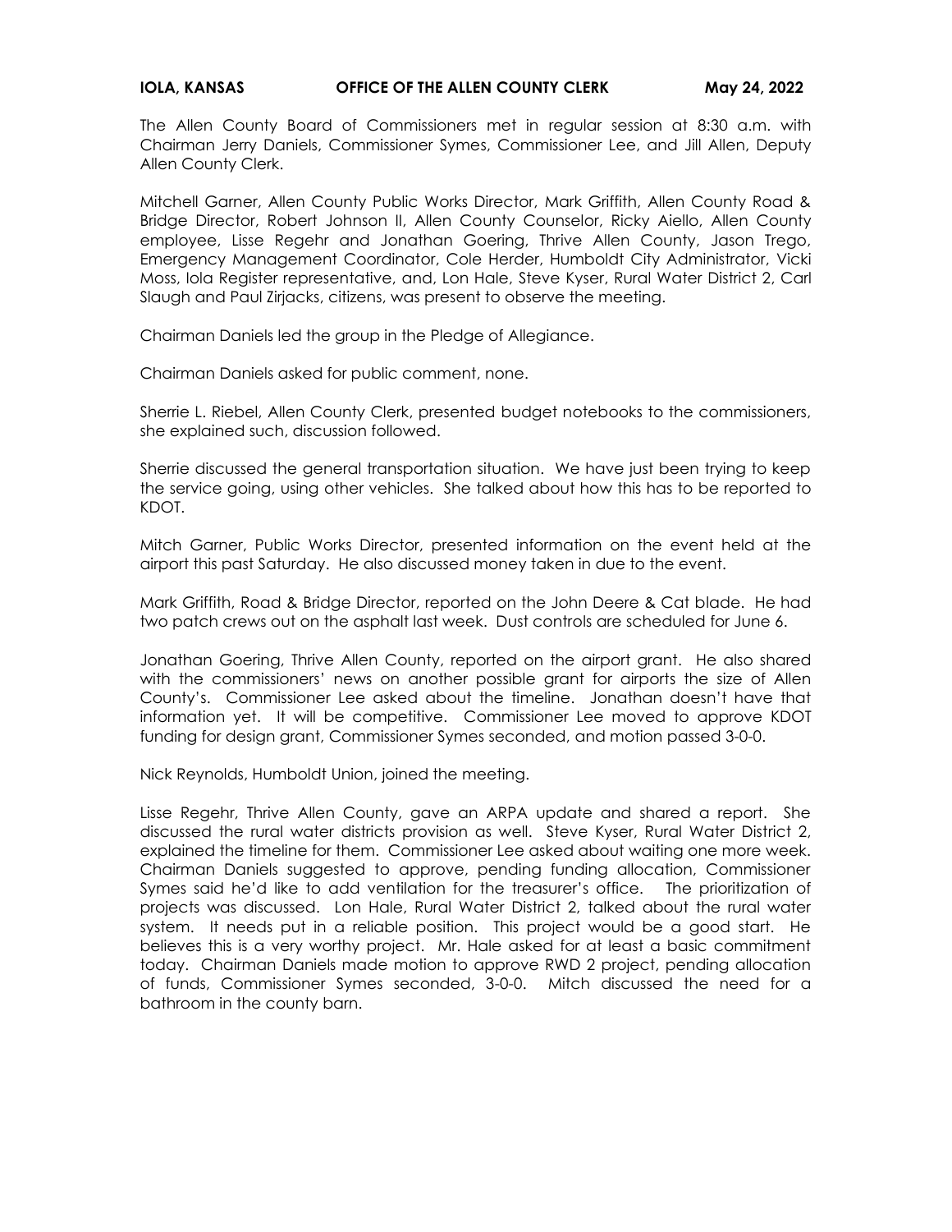**IOLA, KANSAS OFFICE OF THE ALLEN COUNTY CLERK May 24, 2022**

The Allen County Board of Commissioners met in regular session at 8:30 a.m. with Chairman Jerry Daniels, Commissioner Symes, Commissioner Lee, and Jill Allen, Deputy Allen County Clerk.

Mitchell Garner, Allen County Public Works Director, Mark Griffith, Allen County Road & Bridge Director, Robert Johnson II, Allen County Counselor, Ricky Aiello, Allen County employee, Lisse Regehr and Jonathan Goering, Thrive Allen County, Jason Trego, Emergency Management Coordinator, Cole Herder, Humboldt City Administrator, Vicki Moss, Iola Register representative, and, Lon Hale, Steve Kyser, Rural Water District 2, Carl Slaugh and Paul Zirjacks, citizens, was present to observe the meeting.

Chairman Daniels led the group in the Pledge of Allegiance.

Chairman Daniels asked for public comment, none.

Sherrie L. Riebel, Allen County Clerk, presented budget notebooks to the commissioners, she explained such, discussion followed.

Sherrie discussed the general transportation situation. We have just been trying to keep the service going, using other vehicles. She talked about how this has to be reported to KDOT.

Mitch Garner, Public Works Director, presented information on the event held at the airport this past Saturday. He also discussed money taken in due to the event.

Mark Griffith, Road & Bridge Director, reported on the John Deere & Cat blade. He had two patch crews out on the asphalt last week. Dust controls are scheduled for June 6.

Jonathan Goering, Thrive Allen County, reported on the airport grant. He also shared with the commissioners' news on another possible grant for airports the size of Allen County's. Commissioner Lee asked about the timeline. Jonathan doesn't have that information yet. It will be competitive. Commissioner Lee moved to approve KDOT funding for design grant, Commissioner Symes seconded, and motion passed 3-0-0.

Nick Reynolds, Humboldt Union, joined the meeting.

Lisse Regehr, Thrive Allen County, gave an ARPA update and shared a report. She discussed the rural water districts provision as well. Steve Kyser, Rural Water District 2, explained the timeline for them. Commissioner Lee asked about waiting one more week. Chairman Daniels suggested to approve, pending funding allocation, Commissioner Symes said he'd like to add ventilation for the treasurer's office. The prioritization of projects was discussed. Lon Hale, Rural Water District 2, talked about the rural water system. It needs put in a reliable position. This project would be a good start. He believes this is a very worthy project. Mr. Hale asked for at least a basic commitment today. Chairman Daniels made motion to approve RWD 2 project, pending allocation of funds, Commissioner Symes seconded, 3-0-0. Mitch discussed the need for a bathroom in the county barn.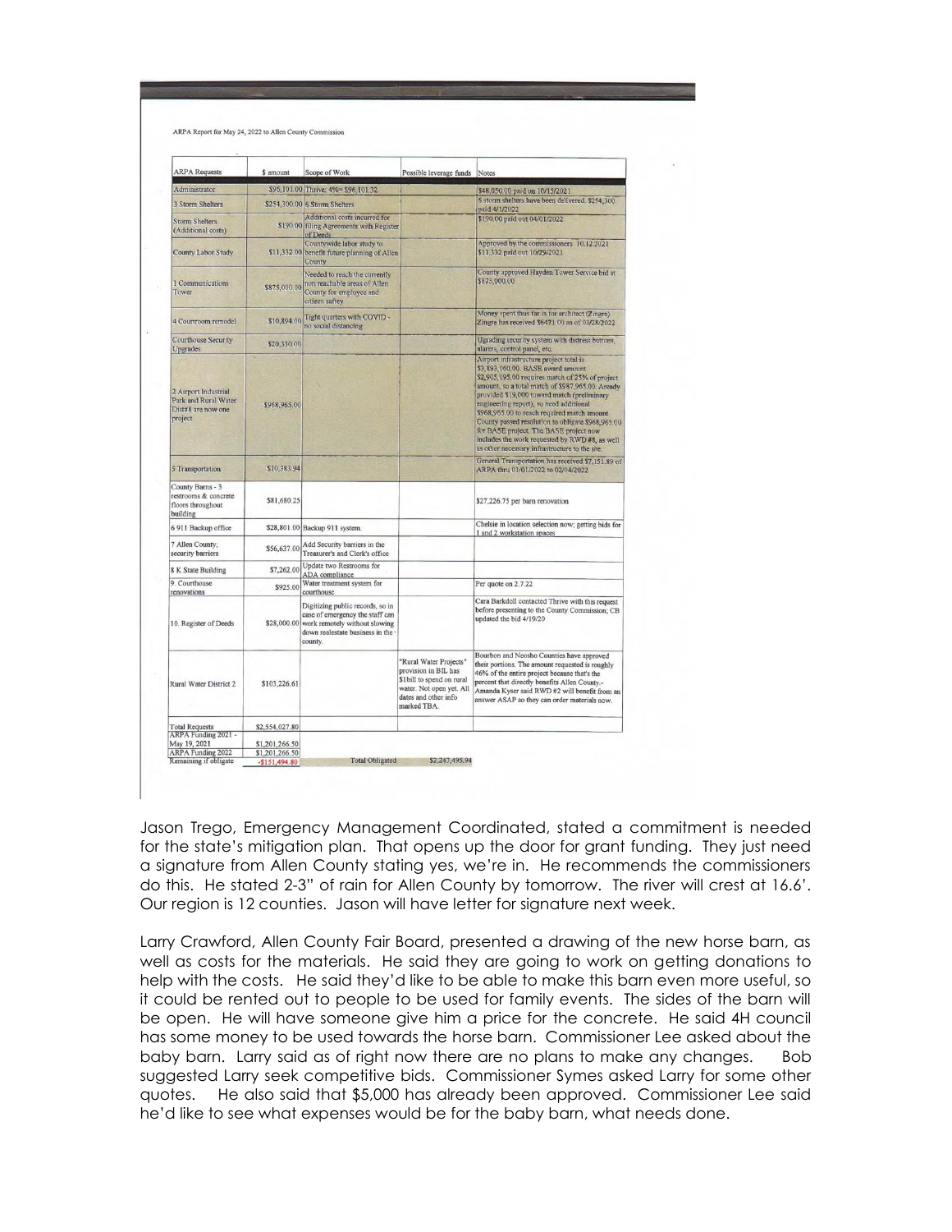ARPA Report for May 24, 2022 to Allen County Commission

| ARPA Requests | $ amount | Scope of Work | Possible leverage funds | Notes |
|---|---|---|---|---|
| Administrator | $96,101.00 | Thrive: 4%= $96,101.32 | | $48,050.00 paid on 10/15/2021 |
| 3 Storm Shelters | $254,300.00 | 6 Storm Shelters | | 6 storm shelters have been delivered. $254,300 paid 4/1/2022 |
| Storm Shelters (Additional costs) | $190.00 | Additional costs incurred for filing Agreements with Register of Deeds | | $190.00 paid out 04/01/2022 |
| County Labor Study | $11,332.00 | Countywide labor study to benefit future planning of Allen County | | Approved by the commissioners 10.12.2021 $11,332 paid out 10/29/2021 |
| 1 Communications Tower | $875,000.00 | Needed to reach the currently non reachable areas of Allen County for employee and citizen saftey | | County approved Hayden Tower Service bid at $875,000.00 |
| 4 Courtroom remodel | $10,894.00 | Tight quarters with COVID - no social distancing | | Money spent thus far is for architect (Zingre). Zingre has received $6471.00 as of 03/28/2022 |
| Courthouse Security Upgrades | $20,330.00 | | | Ugrading security system with distress buttons, alarms, control panel, etc. |
| 2 Airport Industrial Park and Rural Water Dist#8 are now one project | $968,965.00 | | | Airport infrastructure project total is $3,893,060.00. BASE award amount $2,905,095.00 requires match of 25% of project amount, so a total match of $987,965.00. Aready provided $19,000 toward match (preliminary engineering report), so need additional $968,965.00 to reach required match amount. County passed resolution to obligate $968,965.00 for BASE project. The BASE project now includes the work requested by RWD #8, as well as other necessary infrastructure to the site. |
| 5 Transportation | $10,383.94 | | | General Transportation has received $7,151.89 of ARPA thru 03/01/2022 to 02/04/2022 |
| County Barns - 3 restrooms & concrete floors throughout building | $81,680.25 | | | $27,226.75 per barn renovation |
| 6 911 Backup office | $28,801.00 | Backup 911 system. | | Chelsie in location selection now; getting bids for 1 and 2 workstation spaces |
| 7 Allen County; security barriers | $56,637.00 | Add Security barriers in the Treasurer's and Clerk's office | | |
| 8 K State Building | $7,262.00 | Update two Restrooms for ADA compliance | | |
| 9. Courthouse renovations | $925.00 | Water treatment system for courthouse | | Per quote on 2.7.22 |
| 10. Register of Deeds | $28,000.00 | Digitizing public records, so in case of emergency the staff can work remotely without slowing down realestate business in the county. | | Cara Barkdoll contacted Thrive with this request before presenting to the County Commission; CB updated the bid 4/19/20 |
| Rural Water District 2 | $103,226.61 | | "Rural Water Projects" provision in BIL has $1bill to spend on rural water. Not open yet. All dates and other info marked TBA. | Bourbon and Neosho Counties have approved their portions. The amount requested is roughly 46% of the entire project because that's the percent that directly benefits Allen County.- Amanda Kyser said RWD #2 will benefit from an answer ASAP so they can order materials now. |
| Total Requests | $2,554,027.80 | | | |
| ARPA Funding 2021 - May 19, 2021 | $1,201,266.50 | | | |
| ARPA Funding 2022 | $1,201,266.50 | | | |
| Remaining if obligate | -$151,494.80 | Total Obligated | $2,247,495.94 | |

Jason Trego, Emergency Management Coordinated, stated a commitment is needed for the state's mitigation plan. That opens up the door for grant funding. They just need a signature from Allen County stating yes, we're in. He recommends the commissioners do this. He stated 2-3" of rain for Allen County by tomorrow. The river will crest at 16.6'. Our region is 12 counties. Jason will have letter for signature next week.

Larry Crawford, Allen County Fair Board, presented a drawing of the new horse barn, as well as costs for the materials. He said they are going to work on getting donations to help with the costs. He said they'd like to be able to make this barn even more useful, so it could be rented out to people to be used for family events. The sides of the barn will be open. He will have someone give him a price for the concrete. He said 4H council has some money to be used towards the horse barn. Commissioner Lee asked about the baby barn. Larry said as of right now there are no plans to make any changes. Bob suggested Larry seek competitive bids. Commissioner Symes asked Larry for some other quotes. He also said that $5,000 has already been approved. Commissioner Lee said he'd like to see what expenses would be for the baby barn, what needs done.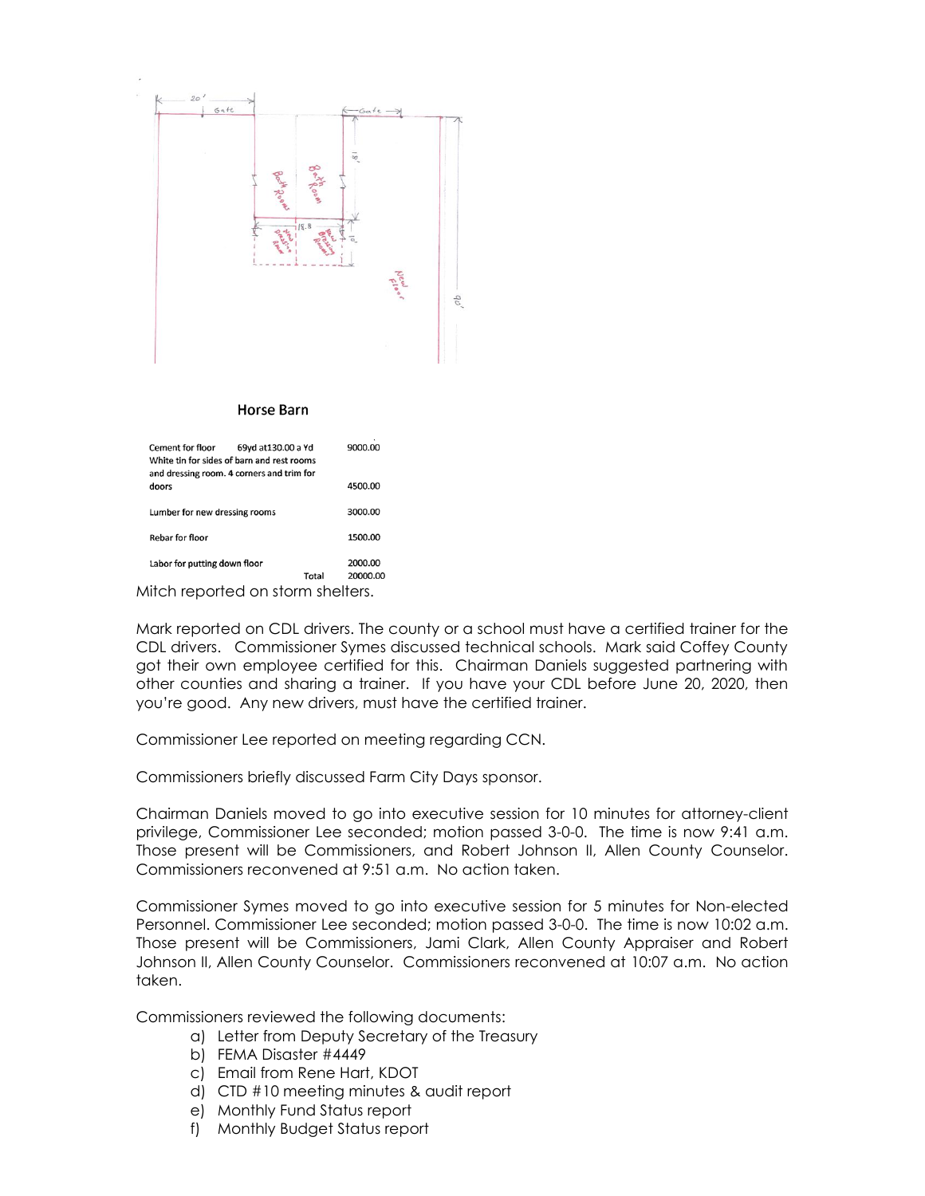## Horse Barn

| | | |
|---|---|---|
| Cement for floor | 69yd at130.00 a Yd | 9000.00 |
| White tin for sides of barn and rest rooms and dressing room. 4 corners and trim for doors | | 4500.00 |
| Lumber for new dressing rooms | | 3000.00 |
| Rebar for floor | | 1500.00 |
| Labor for putting down floor | | 2000.00 |
| | Total | 20000.00 |

Mitch reported on storm shelters.

Mark reported on CDL drivers. The county or a school must have a certified trainer for the CDL drivers. Commissioner Symes discussed technical schools. Mark said Coffey County got their own employee certified for this. Chairman Daniels suggested partnering with other counties and sharing a trainer. If you have your CDL before June 20, 2020, then you're good. Any new drivers, must have the certified trainer.

Commissioner Lee reported on meeting regarding CCN.

Commissioners briefly discussed Farm City Days sponsor.

Chairman Daniels moved to go into executive session for 10 minutes for attorney-client privilege, Commissioner Lee seconded; motion passed 3-0-0. The time is now 9:41 a.m. Those present will be Commissioners, and Robert Johnson II, Allen County Counselor. Commissioners reconvened at 9:51 a.m. No action taken.

Commissioner Symes moved to go into executive session for 5 minutes for Non-elected Personnel. Commissioner Lee seconded; motion passed 3-0-0. The time is now 10:02 a.m. Those present will be Commissioners, Jami Clark, Allen County Appraiser and Robert Johnson II, Allen County Counselor. Commissioners reconvened at 10:07 a.m. No action taken.

Commissioners reviewed the following documents:

a) Letter from Deputy Secretary of the Treasury
b) FEMA Disaster #4449
c) Email from Rene Hart, KDOT
d) CTD #10 meeting minutes & audit report
e) Monthly Fund Status report
f) Monthly Budget Status report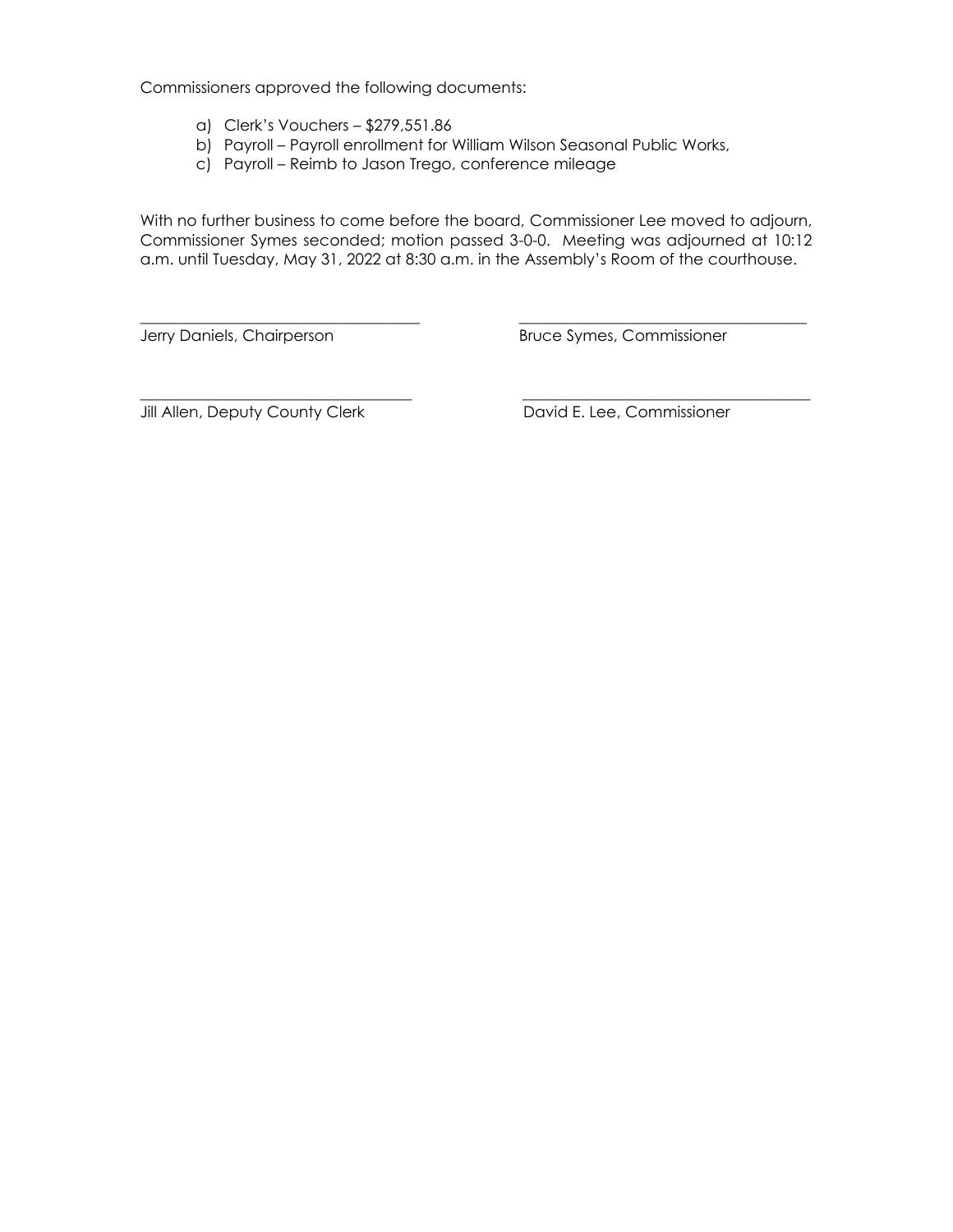Commissioners approved the following documents:

a) Clerk's Vouchers – $279,551.86
b) Payroll – Payroll enrollment for William Wilson Seasonal Public Works,
c) Payroll – Reimb to Jason Trego, conference mileage

With no further business to come before the board, Commissioner Lee moved to adjourn, Commissioner Symes seconded; motion passed 3-0-0. Meeting was adjourned at 10:12 a.m. until Tuesday, May 31, 2022 at 8:30 a.m. in the Assembly's Room of the courthouse.

_______________________________ Jerry Daniels, Chairperson

_______________________________ Bruce Symes, Commissioner

_______________________________ Jill Allen, Deputy County Clerk

_______________________________ David E. Lee, Commissioner